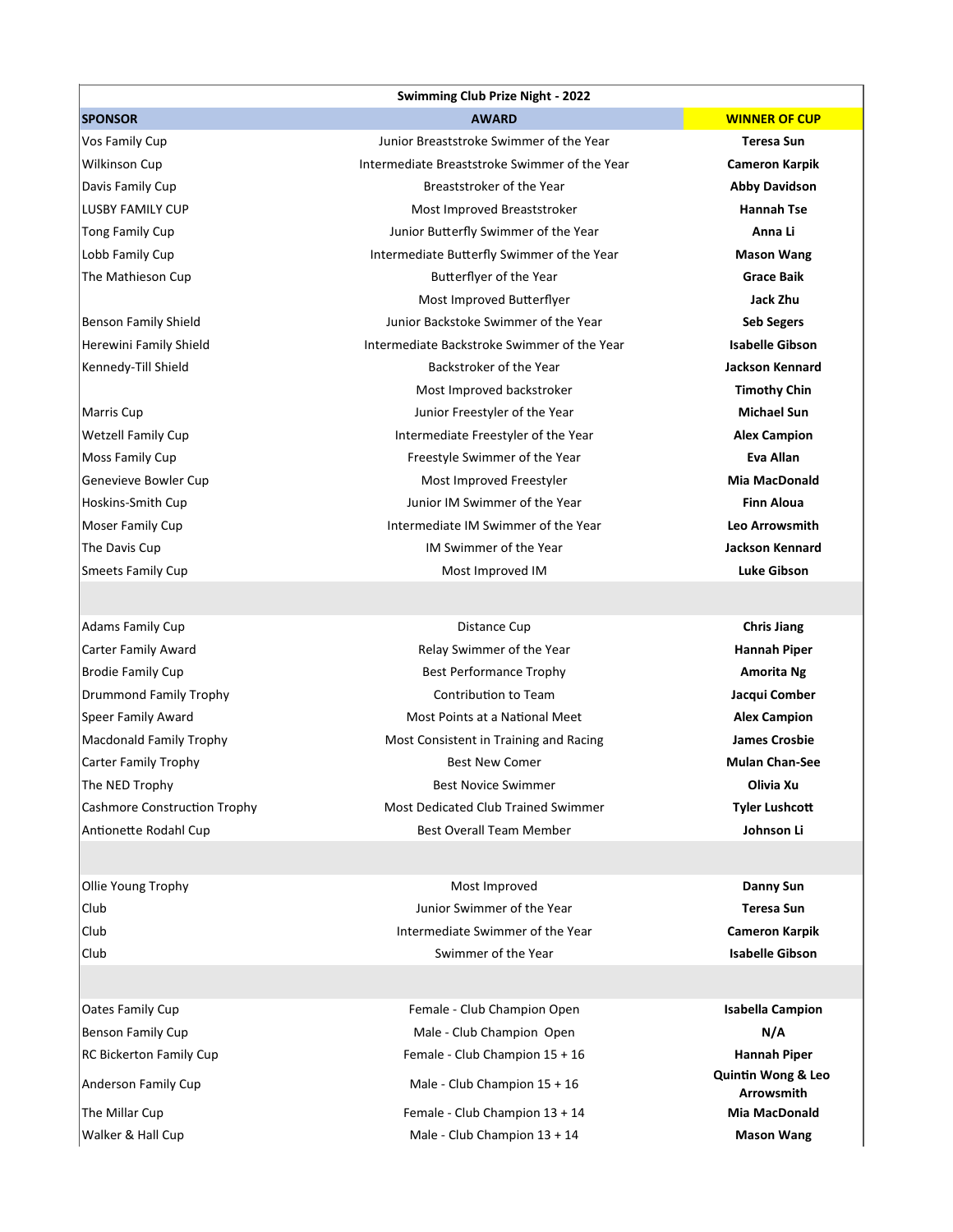| Swimming Club Prize Night - 2022 | | |
|---|---|---|
| **SPONSOR** | **AWARD** | **WINNER OF CUP** |
| Vos Family Cup | Junior Breaststroke Swimmer of the Year | **Teresa Sun** |
| Wilkinson Cup | Intermediate Breaststroke Swimmer of the Year | **Cameron Karpik** |
| Davis Family Cup | Breaststroker of the Year | **Abby Davidson** |
| LUSBY FAMILY CUP | Most Improved Breaststroker | **Hannah Tse** |
| Tong Family Cup | Junior Butterfly Swimmer of the Year | **Anna Li** |
| Lobb Family Cup | Intermediate Butterfly Swimmer of the Year | **Mason Wang** |
| The Mathieson Cup | Butterflyer of the Year | **Grace Baik** |
| | Most Improved Butterflyer | **Jack Zhu** |
| Benson Family Shield | Junior Backstoke Swimmer of the Year | **Seb Segers** |
| Herewini Family Shield | Intermediate Backstroke Swimmer of the Year | **Isabelle Gibson** |
| Kennedy-Till Shield | Backstroker of the Year | **Jackson Kennard** |
| | Most Improved backstroker | **Timothy Chin** |
| Marris Cup | Junior Freestyler of the Year | **Michael Sun** |
| Wetzell Family Cup | Intermediate Freestyler of the Year | **Alex Campion** |
| Moss Family Cup | Freestyle Swimmer of the Year | **Eva Allan** |
| Genevieve Bowler Cup | Most Improved Freestyler | **Mia MacDonald** |
| Hoskins-Smith Cup | Junior IM Swimmer of the Year | **Finn Aloua** |
| Moser Family Cup | Intermediate IM Swimmer of the Year | **Leo Arrowsmith** |
| The Davis Cup | IM Swimmer of the Year | **Jackson Kennard** |
| Smeets Family Cup | Most Improved IM | **Luke Gibson** |
| | | |
| Adams Family Cup | Distance Cup | **Chris Jiang** |
| Carter Family Award | Relay Swimmer of the Year | **Hannah Piper** |
| Brodie Family Cup | Best Performance Trophy | **Amorita Ng** |
| Drummond Family Trophy | Contribution to Team | **Jacqui Comber** |
| Speer Family Award | Most Points at a National Meet | **Alex Campion** |
| Macdonald Family Trophy | Most Consistent in Training and Racing | **James Crosbie** |
| Carter Family Trophy | Best New Comer | **Mulan Chan-See** |
| The NED Trophy | Best Novice Swimmer | **Olivia Xu** |
| Cashmore Construction Trophy | Most Dedicated Club Trained Swimmer | **Tyler Lushcott** |
| Antionette Rodahl Cup | Best Overall Team Member | **Johnson Li** |
| | | |
| Ollie Young Trophy | Most Improved | **Danny Sun** |
| Club | Junior Swimmer of the Year | **Teresa Sun** |
| Club | Intermediate Swimmer of the Year | **Cameron Karpik** |
| Club | Swimmer of the Year | **Isabelle Gibson** |
| | | |
| Oates Family Cup | Female - Club Champion Open | **Isabella Campion** |
| Benson Family Cup | Male - Club Champion Open | **N/A** |
| RC Bickerton Family Cup | Female - Club Champion 15 + 16 | **Hannah Piper** |
| Anderson Family Cup | Male - Club Champion 15 + 16 | **Quintin Wong & Leo Arrowsmith** |
| The Millar Cup | Female - Club Champion 13 + 14 | **Mia MacDonald** |
| Walker & Hall Cup | Male - Club Champion 13 + 14 | **Mason Wang** |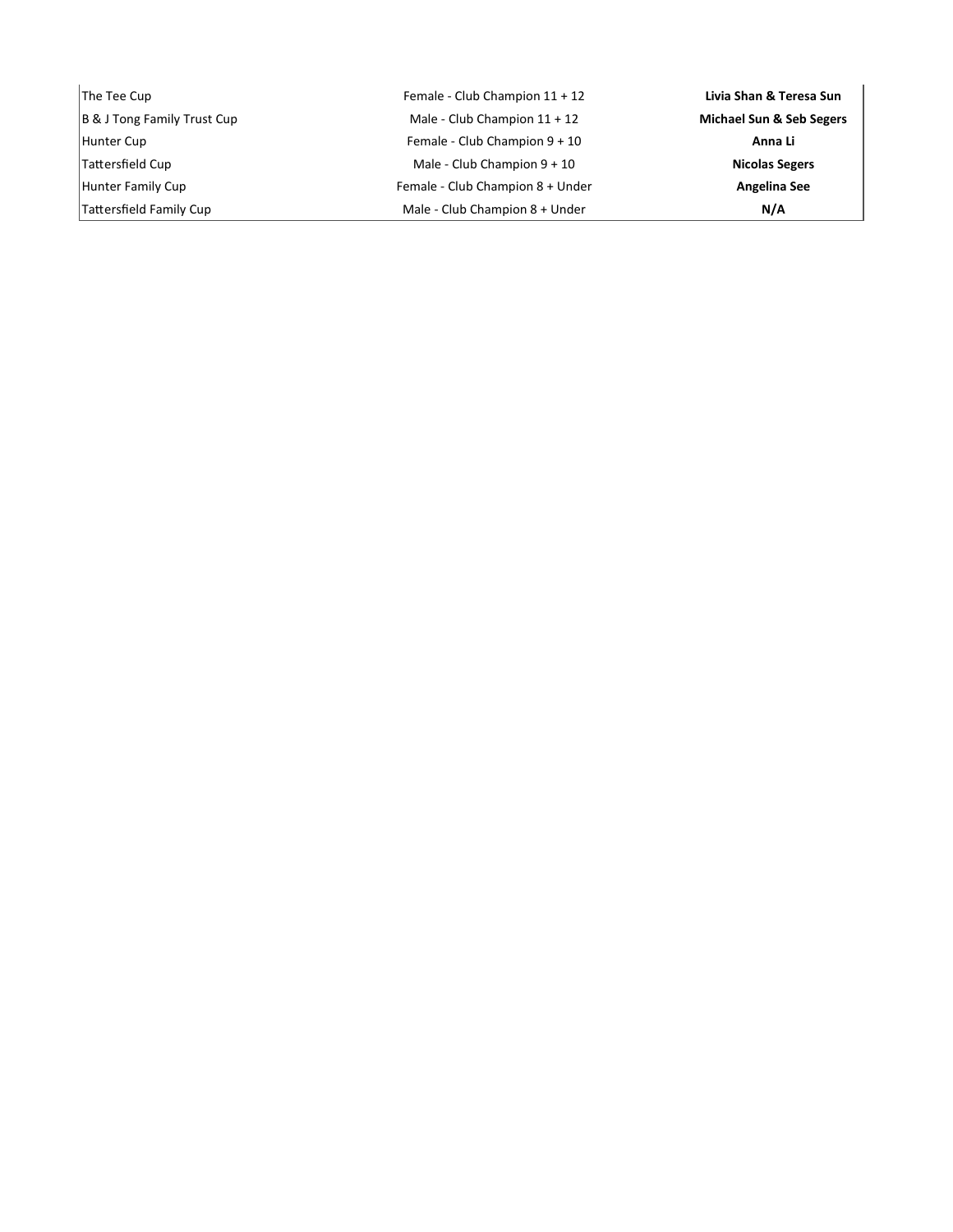| | | |
|---|---|---|
| The Tee Cup | Female - Club Champion 11 + 12 | **Livia Shan & Teresa Sun** |
| B & J Tong Family Trust Cup | Male - Club Champion 11 + 12 | **Michael Sun & Seb Segers** |
| Hunter Cup | Female - Club Champion 9 + 10 | **Anna Li** |
| Tattersfield Cup | Male - Club Champion 9 + 10 | **Nicolas Segers** |
| Hunter Family Cup | Female - Club Champion 8 + Under | **Angelina See** |
| Tattersfield Family Cup | Male - Club Champion 8 + Under | **N/A** |